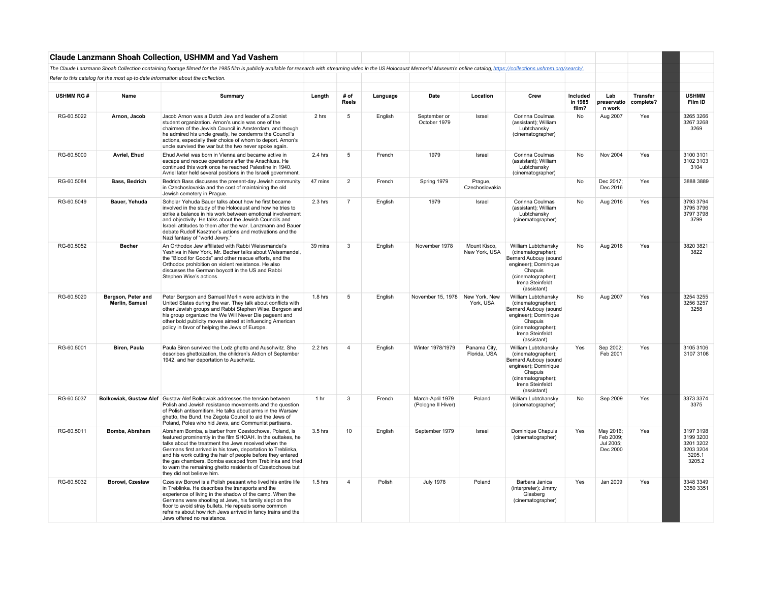# Claude Lanzmann Shoah Collection, USHMM and Yad Vashem

*The Claude Lanzmann Shoah Collection containing footage filmed for the 1985 film is publicly available for research with streaming video in the US Holocaust Memorial Museum's online catalog, https://collections.ushmm.org/search/.*

*Refer to this catalog for the most up-to-date information about the collection.*

| USHMM RG # | Name | Summary | Length | # of Reels | Language | Date | Location | Crew | Included in 1985 film? | Lab preservation work | Transfer complete? | | USHMM Film ID |
|---|---|---|---|---|---|---|---|---|---|---|---|---|---|
| RG-60.5022 | **Arnon, Jacob** | Jacob Arnon was a Dutch Jew and leader of a Zionist student organization. Arnon's uncle was one of the chairmen of the Jewish Council in Amsterdam, and though he admired his uncle greatly, he condemns the Council's actions, especially their choice of whom to deport. Arnon's uncle survived the war but the two never spoke again. | 2 hrs | 5 | English | September or October 1979 | Israel | Corinna Coulmas (assistant); William Lubtchansky (cinematographer) | No | Aug 2007 | Yes | | 3265 3266 3267 3268 3269 |
| RG-60.5000 | **Avriel, Ehud** | Ehud Avriel was born in Vienna and became active in escape and rescue operations after the Anschluss. He continued this work once he reached Palestine in 1940. Avriel later held several positions in the Israeli government. | 2.4 hrs | 5 | French | 1979 | Israel | Corinna Coulmas (assistant); William Lubtchansky (cinematographer) | No | Nov 2004 | Yes | | 3100 3101 3102 3103 3104 |
| RG-60.5084 | **Bass, Bedrich** | Bedrich Bass discusses the present-day Jewish community in Czechoslovakia and the cost of maintaining the old Jewish cemetery in Prague. | 47 mins | 2 | French | Spring 1979 | Prague, Czechoslovakia | | No | Dec 2017; Dec 2016 | Yes | | 3888 3889 |
| RG-60.5049 | **Bauer, Yehuda** | Scholar Yehuda Bauer talks about how he first became involved in the study of the Holocaust and how he tries to strike a balance in his work between emotional involvement and objectivity. He talks about the Jewish Councils and Israeli attitudes to them after the war. Lanzmann and Bauer debate Rudolf Kasztner's actions and motivations and the Nazi fantasy of "world Jewry." | 2.3 hrs | 7 | English | 1979 | Israel | Corinna Coulmas (assistant); William Lubtchansky (cinematographer) | No | Aug 2016 | Yes | | 3793 3794 3795 3796 3797 3798 3799 |
| RG-60.5052 | **Becher** | An Orthodox Jew affiliated with Rabbi Weissmandel's Yeshiva in New York, Mr. Becher talks about Weissmandel, the "Blood for Goods" and other rescue efforts, and the Orthodox prohibition on violent resistance. He also discusses the German boycott in the US and Rabbi Stephen Wise's actions. | 39 mins | 3 | English | November 1978 | Mount Kisco, New York, USA | William Lubtchansky (cinematographer); Bernard Aubouy (sound engineer); Dominique Chapuis (cinematographer); Irena Steinfeldt (assistant) | No | Aug 2016 | Yes | | 3820 3821 3822 |
| RG-60.5020 | **Bergson, Peter and Merlin, Samuel** | Peter Bergson and Samuel Merlin were activists in the United States during the war. They talk about conflicts with other Jewish groups and Rabbi Stephen Wise. Bergson and his group organized the We Will Never Die pageant and other bold publicity moves aimed at influencing American policy in favor of helping the Jews of Europe. | 1.8 hrs | 5 | English | November 15, 1978 | New York, New York, USA | William Lubtchansky (cinematographer); Bernard Aubouy (sound engineer); Dominique Chapuis (cinematographer); Irena Steinfeldt (assistant) | No | Aug 2007 | Yes | | 3254 3255 3256 3257 3258 |
| RG-60.5001 | **Biren, Paula** | Paula Biren survived the Lodz ghetto and Auschwitz. She describes ghettoization, the children's Aktion of September 1942, and her deportation to Auschwitz. | 2.2 hrs | 4 | English | Winter 1978/1979 | Panama City, Florida, USA | William Lubtchansky (cinematographer); Bernard Aubouy (sound engineer); Dominique Chapuis (cinematographer); Irena Steinfeldt (assistant) | Yes | Sep 2002; Feb 2001 | Yes | | 3105 3106 3107 3108 |
| RG-60.5037 | **Bolkowiak, Gustaw Alef** | Gustaw Alef Bolkowiak addresses the tension between Polish and Jewish resistance movements and the question of Polish antisemitism. He talks about arms in the Warsaw ghetto, the Bund, the Zegota Council to aid the Jews of Poland, Poles who hid Jews, and Communist partisans. | 1 hr | 3 | French | March-April 1979 (Pologne II Hiver) | Poland | William Lubtchansky (cinematographer) | No | Sep 2009 | Yes | | 3373 3374 3375 |
| RG-60.5011 | **Bomba, Abraham** | Abraham Bomba, a barber from Czestochowa, Poland, is featured prominently in the film SHOAH. In the outtakes, he talks about the treatment the Jews received when the Germans first arrived in his town, deportation to Treblinka, and his work cutting the hair of people before they entered the gas chambers. Bomba escaped from Treblinka and tried to warn the remaining ghetto residents of Czestochowa but they did not believe him. | 3.5 hrs | 10 | English | September 1979 | Israel | Dominique Chapuis (cinematographer) | Yes | May 2016; Feb 2009; Jul 2005; Dec 2000 | Yes | | 3197 3198 3199 3200 3201 3202 3203 3204 3205.1 3205.2 |
| RG-60.5032 | **Borowi, Czeslaw** | Czeslaw Borowi is a Polish peasant who lived his entire life in Treblinka. He describes the transports and the experience of living in the shadow of the camp. When the Germans were shooting at Jews, his family slept on the floor to avoid stray bullets. He repeats some common refrains about how rich Jews arrived in fancy trains and the Jews offered no resistance. | 1.5 hrs | 4 | Polish | July 1978 | Poland | Barbara Janica (interpreter); Jimmy Glasberg (cinematographer) | Yes | Jan 2009 | Yes | | 3348 3349 3350 3351 |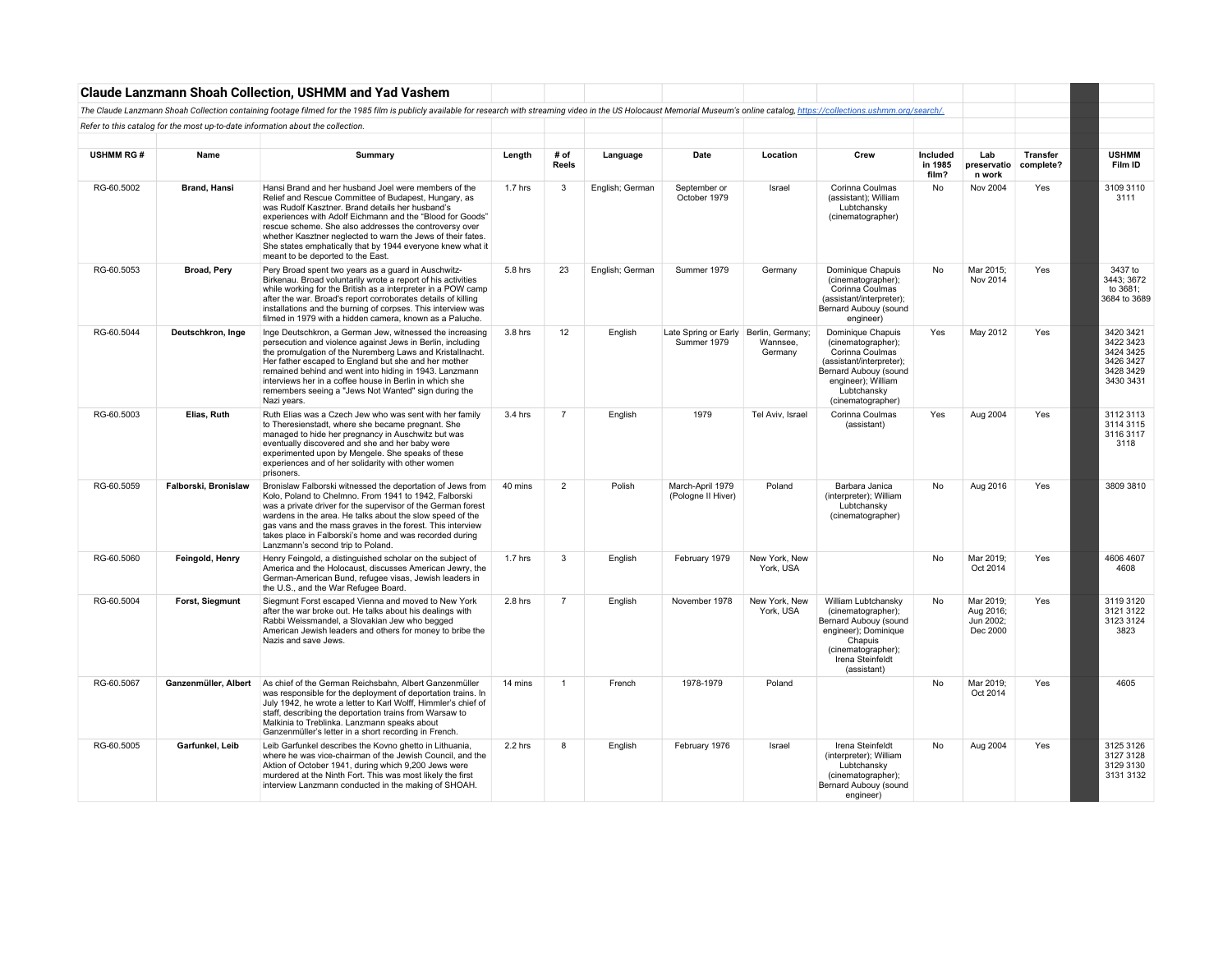## Claude Lanzmann Shoah Collection, USHMM and Yad Vashem

*The Claude Lanzmann Shoah Collection containing footage filmed for the 1985 film is publicly available for research with streaming video in the US Holocaust Memorial Museum's online catalog, https://collections.ushmm.org/search/.*

*Refer to this catalog for the most up-to-date information about the collection.*

| USHMM RG # | Name | Summary | Length | # of Reels | Language | Date | Location | Crew | Included in 1985 film? | Lab preservation work | Transfer complete? | | USHMM Film ID |
|---|---|---|---|---|---|---|---|---|---|---|---|---|---|
| RG-60.5002 | Brand, Hansi | Hansi Brand and her husband Joel were members of the Relief and Rescue Committee of Budapest, Hungary, as was Rudolf Kasztner. Brand details her husband's experiences with Adolf Eichmann and the "Blood for Goods" rescue scheme. She also addresses the controversy over whether Kasztner neglected to warn the Jews of their fates. She states emphatically that by 1944 everyone knew what it meant to be deported to the East. | 1.7 hrs | 3 | English; German | September or October 1979 | Israel | Corinna Coulmas (assistant); William Lubtchansky (cinematographer) | No | Nov 2004 | Yes | | 3109 3110 3111 |
| RG-60.5053 | Broad, Pery | Pery Broad spent two years as a guard in Auschwitz-Birkenau. Broad voluntarily wrote a report of his activities while working for the British as a interpreter in a POW camp after the war. Broad's report corroborates details of killing installations and the burning of corpses. This interview was filmed in 1979 with a hidden camera, known as a Paluche. | 5.8 hrs | 23 | English; German | Summer 1979 | Germany | Dominique Chapuis (cinematographer); Corinna Coulmas (assistant/interpreter); Bernard Aubouy (sound engineer) | No | Mar 2015; Nov 2014 | Yes | | 3437 to 3443; 3672 to 3681; 3684 to 3689 |
| RG-60.5044 | Deutschkron, Inge | Inge Deutschkron, a German Jew, witnessed the increasing persecution and violence against Jews in Berlin, including the promulgation of the Nuremberg Laws and Kristallnacht. Her father escaped to England but she and her mother remained behind and went into hiding in 1943. Lanzmann interviews her in a coffee house in Berlin in which she remembers seeing a "Jews Not Wanted" sign during the Nazi years. | 3.8 hrs | 12 | English | Late Spring or Early Summer 1979 | Berlin, Germany; Wannsee, Germany | Dominique Chapuis (cinematographer); Corinna Coulmas (assistant/interpreter); Bernard Aubouy (sound engineer); William Lubtchansky (cinematographer) | Yes | May 2012 | Yes | | 3420 3421 3422 3423 3424 3425 3426 3427 3428 3429 3430 3431 |
| RG-60.5003 | Elias, Ruth | Ruth Elias was a Czech Jew who was sent with her family to Theresienstadt, where she became pregnant. She managed to hide her pregnancy in Auschwitz but was eventually discovered and she and her baby were experimented upon by Mengele. She speaks of these experiences and of her solidarity with other women prisoners. | 3.4 hrs | 7 | English | 1979 | Tel Aviv, Israel | Corinna Coulmas (assistant) | Yes | Aug 2004 | Yes | | 3112 3113 3114 3115 3116 3117 3118 |
| RG-60.5059 | Falborski, Bronislaw | Bronislaw Falborski witnessed the deportation of Jews from Koło, Poland to Chelmno. From 1941 to 1942, Falborski was a private driver for the supervisor of the German forest wardens in the area. He talks about the slow speed of the gas vans and the mass graves in the forest. This interview takes place in Falborski's home and was recorded during Lanzmann's second trip to Poland. | 40 mins | 2 | Polish | March-April 1979 (Pologne II Hiver) | Poland | Barbara Janica (interpreter); William Lubtchansky (cinematographer) | No | Aug 2016 | Yes | | 3809 3810 |
| RG-60.5060 | Feingold, Henry | Henry Feingold, a distinguished scholar on the subject of America and the Holocaust, discusses American Jewry, the German-American Bund, refugee visas, Jewish leaders in the U.S., and the War Refugee Board. | 1.7 hrs | 3 | English | February 1979 | New York, New York, USA | | No | Mar 2019; Oct 2014 | Yes | | 4606 4607 4608 |
| RG-60.5004 | Forst, Siegmunt | Siegmunt Forst escaped Vienna and moved to New York after the war broke out. He talks about his dealings with Rabbi Weissmandel, a Slovakian Jew who begged American Jewish leaders and others for money to bribe the Nazis and save Jews. | 2.8 hrs | 7 | English | November 1978 | New York, New York, USA | William Lubtchansky (cinematographer); Bernard Aubouy (sound engineer); Dominique Chapuis (cinematographer); Irena Steinfeldt (assistant) | No | Mar 2019; Aug 2016; Jun 2002; Dec 2000 | Yes | | 3119 3120 3121 3122 3123 3124 3823 |
| RG-60.5067 | Ganzenmüller, Albert | As chief of the German Reichsbahn, Albert Ganzenmüller was responsible for the deployment of deportation trains. In July 1942, he wrote a letter to Karl Wolff, Himmler's chief of staff, describing the deportation trains from Warsaw to Malkinia to Treblinka. Lanzmann speaks about Ganzenmüller's letter in a short recording in French. | 14 mins | 1 | French | 1978-1979 | Poland | | No | Mar 2019; Oct 2014 | Yes | | 4605 |
| RG-60.5005 | Garfunkel, Leib | Leib Garfunkel describes the Kovno ghetto in Lithuania, where he was vice-chairman of the Jewish Council, and the Aktion of October 1941, during which 9,200 Jews were murdered at the Ninth Fort. This was most likely the first interview Lanzmann conducted in the making of SHOAH. | 2.2 hrs | 8 | English | February 1976 | Israel | Irena Steinfeldt (interpreter); William Lubtchansky (cinematographer); Bernard Aubouy (sound engineer) | No | Aug 2004 | Yes | | 3125 3126 3127 3128 3129 3130 3131 3132 |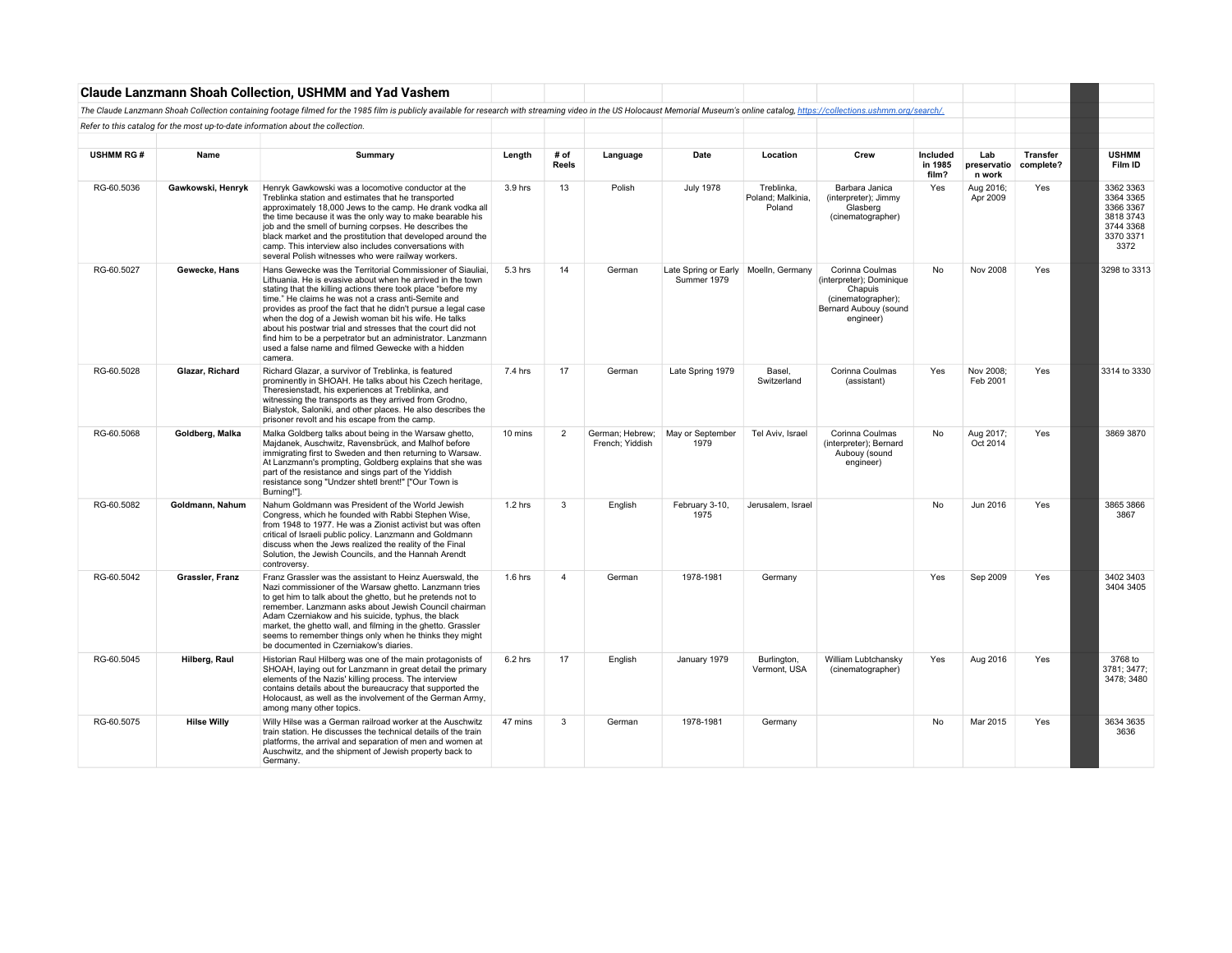## Claude Lanzmann Shoah Collection, USHMM and Yad Vashem

*The Claude Lanzmann Shoah Collection containing footage filmed for the 1985 film is publicly available for research with streaming video in the US Holocaust Memorial Museum's online catalog, https://collections.ushmm.org/search/.*

*Refer to this catalog for the most up-to-date information about the collection.*

| USHMM RG # | Name | Summary | Length | # of Reels | Language | Date | Location | Crew | Included in 1985 film? | Lab preservation work | Transfer complete? | | USHMM Film ID |
|---|---|---|---|---|---|---|---|---|---|---|---|---|---|
| RG-60.5036 | **Gawkowski, Henryk** | Henryk Gawkowski was a locomotive conductor at the Treblinka station and estimates that he transported approximately 18,000 Jews to the camp. He drank vodka all the time because it was the only way to make bearable his job and the smell of burning corpses. He describes the black market and the prostitution that developed around the camp. This interview also includes conversations with several Polish witnesses who were railway workers. | 3.9 hrs | 13 | Polish | July 1978 | Treblinka, Poland; Malkinia, Poland | Barbara Janica (interpreter); Jimmy Glasberg (cinematographer) | Yes | Aug 2016; Apr 2009 | Yes | | 3362 3363 3364 3365 3366 3367 3818 3743 3744 3368 3370 3371 3372 |
| RG-60.5027 | **Gewecke, Hans** | Hans Gewecke was the Territorial Commissioner of Siauliai, Lithuania. He is evasive about when he arrived in the town stating that the killing actions there took place "before my time." He claims he was not a crass anti-Semite and provides as proof the fact that he didn't pursue a legal case when the dog of a Jewish woman bit his wife. He talks about his postwar trial and stresses that the court did not find him to be a perpetrator but an administrator. Lanzmann used a false name and filmed Gewecke with a hidden camera. | 5.3 hrs | 14 | German | Late Spring or Early Summer 1979 | Moelln, Germany | Corinna Coulmas (interpreter); Dominique Chapuis (cinematographer); Bernard Aubouy (sound engineer) | No | Nov 2008 | Yes | | 3298 to 3313 |
| RG-60.5028 | **Glazar, Richard** | Richard Glazar, a survivor of Treblinka, is featured prominently in SHOAH. He talks about his Czech heritage, Theresienstadt, his experiences at Treblinka, and witnessing the transports as they arrived from Grodno, Bialystok, Saloniki, and other places. He also describes the prisoner revolt and his escape from the camp. | 7.4 hrs | 17 | German | Late Spring 1979 | Basel, Switzerland | Corinna Coulmas (assistant) | Yes | Nov 2008; Feb 2001 | Yes | | 3314 to 3330 |
| RG-60.5068 | **Goldberg, Malka** | Malka Goldberg talks about being in the Warsaw ghetto, Majdanek, Auschwitz, Ravensbrück, and Malhof before immigrating first to Sweden and then returning to Warsaw. At Lanzmann's prompting, Goldberg explains that she was part of the resistance and sings part of the Yiddish resistance song "Undzer shtetl brent!" ["Our Town is Burning!"]. | 10 mins | 2 | German; Hebrew; French; Yiddish | May or September 1979 | Tel Aviv, Israel | Corinna Coulmas (interpreter); Bernard Aubouy (sound engineer) | No | Aug 2017; Oct 2014 | Yes | | 3869 3870 |
| RG-60.5082 | **Goldmann, Nahum** | Nahum Goldmann was President of the World Jewish Congress, which he founded with Rabbi Stephen Wise, from 1948 to 1977. He was a Zionist activist but was often critical of Israeli public policy. Lanzmann and Goldmann discuss when the Jews realized the reality of the Final Solution, the Jewish Councils, and the Hannah Arendt controversy. | 1.2 hrs | 3 | English | February 3-10, 1975 | Jerusalem, Israel | | No | Jun 2016 | Yes | | 3865 3866 3867 |
| RG-60.5042 | **Grassler, Franz** | Franz Grassler was the assistant to Heinz Auerswald, the Nazi commissioner of the Warsaw ghetto. Lanzmann tries to get him to talk about the ghetto, but he pretends not to remember. Lanzmann asks about Jewish Council chairman Adam Czerniakow and his suicide, typhus, the black market, the ghetto wall, and filming in the ghetto. Grassler seems to remember things only when he thinks they might be documented in Czerniakow's diaries. | 1.6 hrs | 4 | German | 1978-1981 | Germany | | Yes | Sep 2009 | Yes | | 3402 3403 3404 3405 |
| RG-60.5045 | **Hilberg, Raul** | Historian Raul Hilberg was one of the main protagonists of SHOAH, laying out for Lanzmann in great detail the primary elements of the Nazis' killing process. The interview contains details about the bureaucracy that supported the Holocaust, as well as the involvement of the German Army, among many other topics. | 6.2 hrs | 17 | English | January 1979 | Burlington, Vermont, USA | William Lubtchansky (cinematographer) | Yes | Aug 2016 | Yes | | 3768 to 3781; 3477; 3478; 3480 |
| RG-60.5075 | **Hilse Willy** | Willy Hilse was a German railroad worker at the Auschwitz train station. He discusses the technical details of the train platforms, the arrival and separation of men and women at Auschwitz, and the shipment of Jewish property back to Germany. | 47 mins | 3 | German | 1978-1981 | Germany | | No | Mar 2015 | Yes | | 3634 3635 3636 |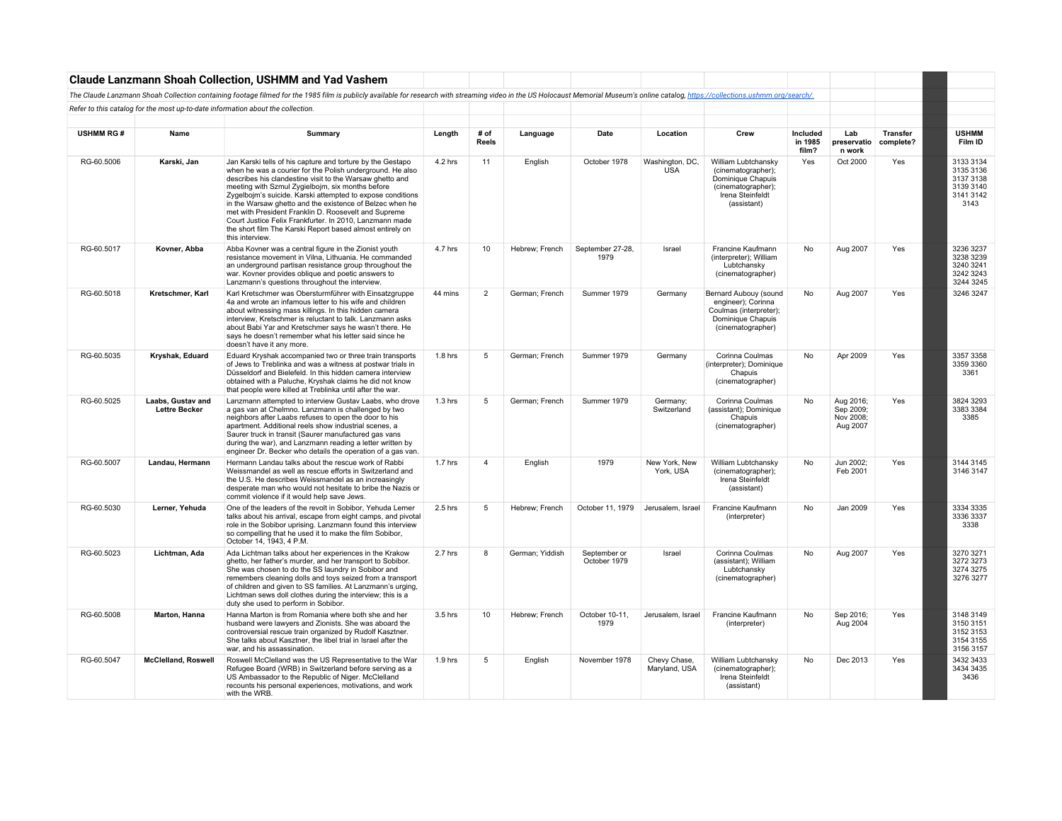## Claude Lanzmann Shoah Collection, USHMM and Yad Vashem

*The Claude Lanzmann Shoah Collection containing footage filmed for the 1985 film is publicly available for research with streaming video in the US Holocaust Memorial Museum's online catalog, https://collections.ushmm.org/search/.*

*Refer to this catalog for the most up-to-date information about the collection.*

| USHMM RG # | Name | Summary | Length | # of Reels | Language | Date | Location | Crew | Included in 1985 film? | Lab preservation work | Transfer complete? | USHMM Film ID |
|---|---|---|---|---|---|---|---|---|---|---|---|---|
| RG-60.5006 | **Karski, Jan** | Jan Karski tells of his capture and torture by the Gestapo when he was a courier for the Polish underground. He also describes his clandestine visit to the Warsaw ghetto and meeting with Szmul Zygielbojm, six months before Zygelbojm's suicide. Karski attempted to expose conditions in the Warsaw ghetto and the existence of Belzec when he met with President Franklin D. Roosevelt and Supreme Court Justice Felix Frankfurter. In 2010, Lanzmann made the short film The Karski Report based almost entirely on this interview. | 4.2 hrs | 11 | English | October 1978 | Washington, DC, USA | William Lubtchansky (cinematographer); Dominique Chapuis (cinematographer); Irena Steinfeldt (assistant) | Yes | Oct 2000 | Yes | 3133 3134 3135 3136 3137 3138 3139 3140 3141 3142 3143 |
| RG-60.5017 | **Kovner, Abba** | Abba Kovner was a central figure in the Zionist youth resistance movement in Vilna, Lithuania. He commanded an underground partisan resistance group throughout the war. Kovner provides oblique and poetic answers to Lanzmann's questions throughout the interview. | 4.7 hrs | 10 | Hebrew; French | September 27-28, 1979 | Israel | Francine Kaufmann (interpreter); William Lubtchansky (cinematographer) | No | Aug 2007 | Yes | 3236 3237 3238 3239 3240 3241 3242 3243 3244 3245 |
| RG-60.5018 | **Kretschmer, Karl** | Karl Kretschmer was Obersturmführer with Einsatzgruppe 4a and wrote an infamous letter to his wife and children about witnessing mass killings. In this hidden camera interview, Kretschmer is reluctant to talk. Lanzmann asks about Babi Yar and Kretschmer says he wasn't there. He says he doesn't remember what his letter said since he doesn't have it any more. | 44 mins | 2 | German; French | Summer 1979 | Germany | Bernard Aubouy (sound engineer); Corinna Coulmas (interpreter); Dominique Chapuis (cinematographer) | No | Aug 2007 | Yes | 3246 3247 |
| RG-60.5035 | **Kryshak, Eduard** | Eduard Kryshak accompanied two or three train transports of Jews to Treblinka and was a witness at postwar trials in Düsseldorf and Bielefeld. In this hidden camera interview obtained with a Paluche, Kryshak claims he did not know that people were killed at Treblinka until after the war. | 1.8 hrs | 5 | German; French | Summer 1979 | Germany | Corinna Coulmas (interpreter); Dominique Chapuis (cinematographer) | No | Apr 2009 | Yes | 3357 3358 3359 3360 3361 |
| RG-60.5025 | **Laabs, Gustav and Lettre Becker** | Lanzmann attempted to interview Gustav Laabs, who drove a gas van at Chelmno. Lanzmann is challenged by two neighbors after Laabs refuses to open the door to his apartment. Additional reels show industrial scenes, a Saurer truck in transit (Saurer manufactured gas vans during the war), and Lanzmann reading a letter written by engineer Dr. Becker who details the operation of a gas van. | 1.3 hrs | 5 | German; French | Summer 1979 | Germany; Switzerland | Corinna Coulmas (assistant); Dominique Chapuis (cinematographer) | No | Aug 2016; Sep 2009; Nov 2008; Aug 2007 | Yes | 3824 3293 3383 3384 3385 |
| RG-60.5007 | **Landau, Hermann** | Hermann Landau talks about the rescue work of Rabbi Weissmandel as well as rescue efforts in Switzerland and the U.S. He describes Weissmandel as an increasingly desperate man who would not hesitate to bribe the Nazis or commit violence if it would help save Jews. | 1.7 hrs | 4 | English | 1979 | New York, New York, USA | William Lubtchansky (cinematographer); Irena Steinfeldt (assistant) | No | Jun 2002; Feb 2001 | Yes | 3144 3145 3146 3147 |
| RG-60.5030 | **Lerner, Yehuda** | One of the leaders of the revolt in Sobibor, Yehuda Lerner talks about his arrival, escape from eight camps, and pivotal role in the Sobibor uprising. Lanzmann found this interview so compelling that he used it to make the film Sobibor, October 14, 1943, 4 P.M. | 2.5 hrs | 5 | Hebrew; French | October 11, 1979 | Jerusalem, Israel | Francine Kaufmann (interpreter) | No | Jan 2009 | Yes | 3334 3335 3336 3337 3338 |
| RG-60.5023 | **Lichtman, Ada** | Ada Lichtman talks about her experiences in the Krakow ghetto, her father's murder, and her transport to Sobibor. She was chosen to do the SS laundry in Sobibor and remembers cleaning dolls and toys seized from a transport of children and given to SS families. At Lanzmann's urging, Lichtman sews doll clothes during the interview; this is a duty she used to perform in Sobibor. | 2.7 hrs | 8 | German; Yiddish | September or October 1979 | Israel | Corinna Coulmas (assistant); William Lubtchansky (cinematographer) | No | Aug 2007 | Yes | 3270 3271 3272 3273 3274 3275 3276 3277 |
| RG-60.5008 | **Marton, Hanna** | Hanna Marton is from Romania where both she and her husband were lawyers and Zionists. She was aboard the controversial rescue train organized by Rudolf Kasztner. She talks about Kasztner, the libel trial in Israel after the war, and his assassination. | 3.5 hrs | 10 | Hebrew; French | October 10-11, 1979 | Jerusalem, Israel | Francine Kaufmann (interpreter) | No | Sep 2016; Aug 2004 | Yes | 3148 3149 3150 3151 3152 3153 3154 3155 3156 3157 |
| RG-60.5047 | **McClelland, Roswell** | Roswell McClelland was the US Representative to the War Refugee Board (WRB) in Switzerland before serving as a US Ambassador to the Republic of Niger. McClelland recounts his personal experiences, motivations, and work with the WRB. | 1.9 hrs | 5 | English | November 1978 | Chevy Chase, Maryland, USA | William Lubtchansky (cinematographer); Irena Steinfeldt (assistant) | No | Dec 2013 | Yes | 3432 3433 3434 3435 3436 |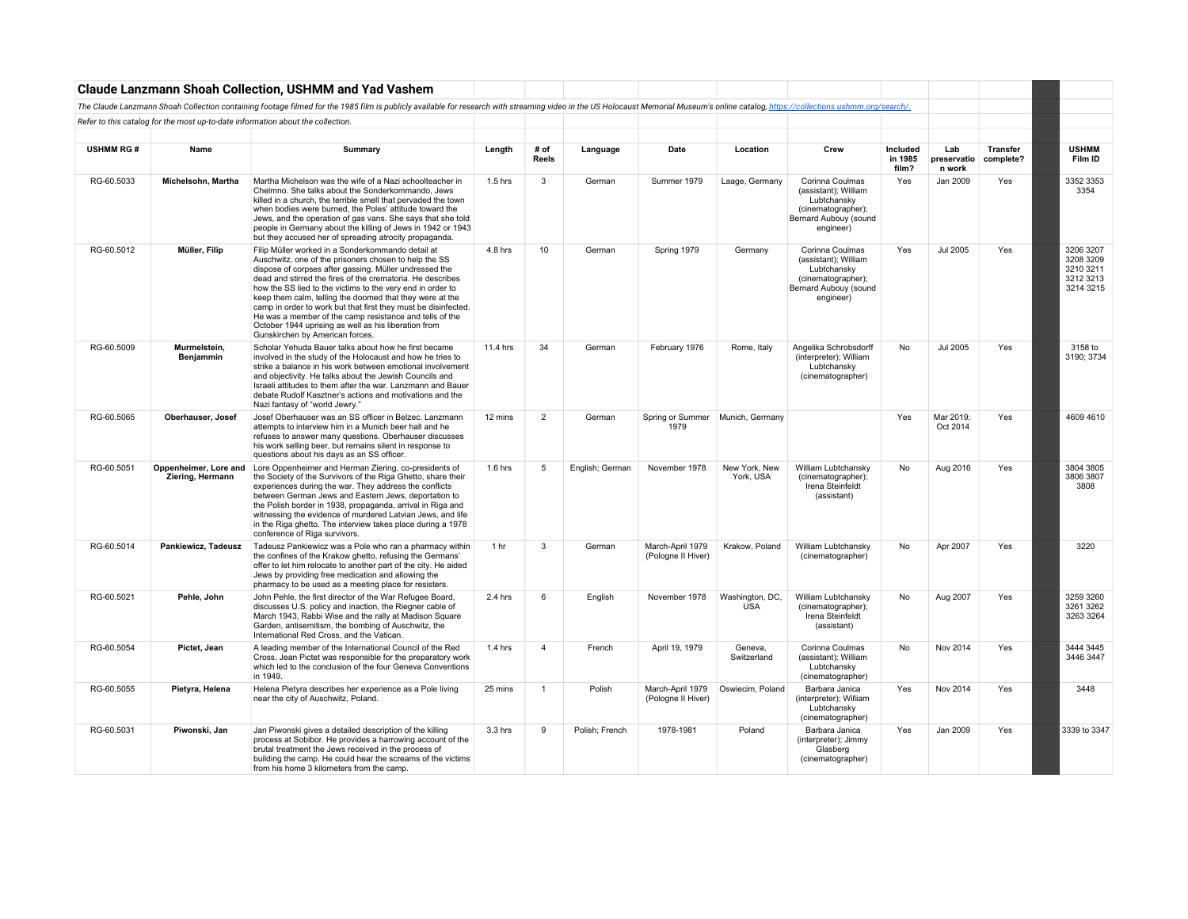## Claude Lanzmann Shoah Collection, USHMM and Yad Vashem

*The Claude Lanzmann Shoah Collection containing footage filmed for the 1985 film is publicly available for research with streaming video in the US Holocaust Memorial Museum's online catalog, https://collections.ushmm.org/search/.*

*Refer to this catalog for the most up-to-date information about the collection.*

| USHMM RG # | Name | Summary | Length | # of Reels | Language | Date | Location | Crew | Included in 1985 film? | Lab preservation work | Transfer complete? | | USHMM Film ID |
|---|---|---|---|---|---|---|---|---|---|---|---|---|---|
| RG-60.5033 | **Michelsohn, Martha** | Martha Michelson was the wife of a Nazi schoolteacher in Chelmno. She talks about the Sonderkommando, Jews killed in a church, the terrible smell that pervaded the town when bodies were burned, the Poles' attitude toward the Jews, and the operation of gas vans. She says that she told people in Germany about the killing of Jews in 1942 or 1943 but they accused her of spreading atrocity propaganda. | 1.5 hrs | 3 | German | Summer 1979 | Laage, Germany | Corinna Coulmas (assistant); William Lubtchansky (cinematographer); Bernard Aubouy (sound engineer) | Yes | Jan 2009 | Yes | | 3352 3353 3354 |
| RG-60.5012 | **Müller, Filip** | Filip Müller worked in a Sonderkommando detail at Auschwitz, one of the prisoners chosen to help the SS dispose of corpses after gassing. Müller undressed the dead and stirred the fires of the crematoria. He describes how the SS lied to the victims to the very end in order to keep them calm, telling the doomed that they were at the camp in order to work but that first they must be disinfected. He was a member of the camp resistance and tells of the October 1944 uprising as well as his liberation from Gunskirchen by American forces. | 4.8 hrs | 10 | German | Spring 1979 | Germany | Corinna Coulmas (assistant); William Lubtchansky (cinematographer); Bernard Aubouy (sound engineer) | Yes | Jul 2005 | Yes | | 3206 3207 3208 3209 3210 3211 3212 3213 3214 3215 |
| RG-60.5009 | **Murmelstein, Benjammin** | Scholar Yehuda Bauer talks about how he first became involved in the study of the Holocaust and how he tries to strike a balance in his work between emotional involvement and objectivity. He talks about the Jewish Councils and Israeli attitudes to them after the war. Lanzmann and Bauer debate Rudolf Kasztner's actions and motivations and the Nazi fantasy of "world Jewry." | 11.4 hrs | 34 | German | February 1976 | Rome, Italy | Angelika Schrobsdorff (interpreter); William Lubtchansky (cinematographer) | No | Jul 2005 | Yes | | 3158 to 3190; 3734 |
| RG-60.5065 | **Oberhauser, Josef** | Josef Oberhauser was an SS officer in Belzec. Lanzmann attempts to interview him in a Munich beer hall and he refuses to answer many questions. Oberhauser discusses his work selling beer, but remains silent in response to questions about his days as an SS officer. | 12 mins | 2 | German | Spring or Summer 1979 | Munich, Germany | | Yes | Mar 2019; Oct 2014 | Yes | | 4609 4610 |
| RG-60.5051 | **Oppenheimer, Lore and Ziering, Hermann** | Lore Oppenheimer and Herman Ziering, co-presidents of the Society of the Survivors of the Riga Ghetto, share their experiences during the war. They address the conflicts between German Jews and Eastern Jews, deportation to the Polish border in 1938, propaganda, arrival in Riga and witnessing the evidence of murdered Latvian Jews, and life in the Riga ghetto. The interview takes place during a 1978 conference of Riga survivors. | 1.6 hrs | 5 | English; German | November 1978 | New York, New York, USA | William Lubtchansky (cinematographer); Irena Steinfeldt (assistant) | No | Aug 2016 | Yes | | 3804 3805 3806 3807 3808 |
| RG-60.5014 | **Pankiewicz, Tadeusz** | Tadeusz Pankiewicz was a Pole who ran a pharmacy within the confines of the Krakow ghetto, refusing the Germans' offer to let him relocate to another part of the city. He aided Jews by providing free medication and allowing the pharmacy to be used as a meeting place for resisters. | 1 hr | 3 | German | March-April 1979 (Pologne II Hiver) | Krakow, Poland | William Lubtchansky (cinematographer) | No | Apr 2007 | Yes | | 3220 |
| RG-60.5021 | **Pehle, John** | John Pehle, the first director of the War Refugee Board, discusses U.S. policy and inaction, the Riegner cable of March 1943, Rabbi Wise and the rally at Madison Square Garden, antisemitism, the bombing of Auschwitz, the International Red Cross, and the Vatican. | 2.4 hrs | 6 | English | November 1978 | Washington, DC, USA | William Lubtchansky (cinematographer); Irena Steinfeldt (assistant) | No | Aug 2007 | Yes | | 3259 3260 3261 3262 3263 3264 |
| RG-60.5054 | **Pictet, Jean** | A leading member of the International Council of the Red Cross, Jean Pictet was responsible for the preparatory work which led to the conclusion of the four Geneva Conventions in 1949. | 1.4 hrs | 4 | French | April 19, 1979 | Geneva, Switzerland | Corinna Coulmas (assistant); William Lubtchansky (cinematographer) | No | Nov 2014 | Yes | | 3444 3445 3446 3447 |
| RG-60.5055 | **Pietyra, Helena** | Helena Pietyra describes her experience as a Pole living near the city of Auschwitz, Poland. | 25 mins | 1 | Polish | March-April 1979 (Pologne II Hiver) | Oswiecim, Poland | Barbara Janica (interpreter); William Lubtchansky (cinematographer) | Yes | Nov 2014 | Yes | | 3448 |
| RG-60.5031 | **Piwonski, Jan** | Jan Piwonski gives a detailed description of the killing process at Sobibor. He provides a harrowing account of the brutal treatment the Jews received in the process of building the camp. He could hear the screams of the victims from his home 3 kilometers from the camp. | 3.3 hrs | 9 | Polish; French | 1978-1981 | Poland | Barbara Janica (interpreter); Jimmy Glasberg (cinematographer) | Yes | Jan 2009 | Yes | | 3339 to 3347 |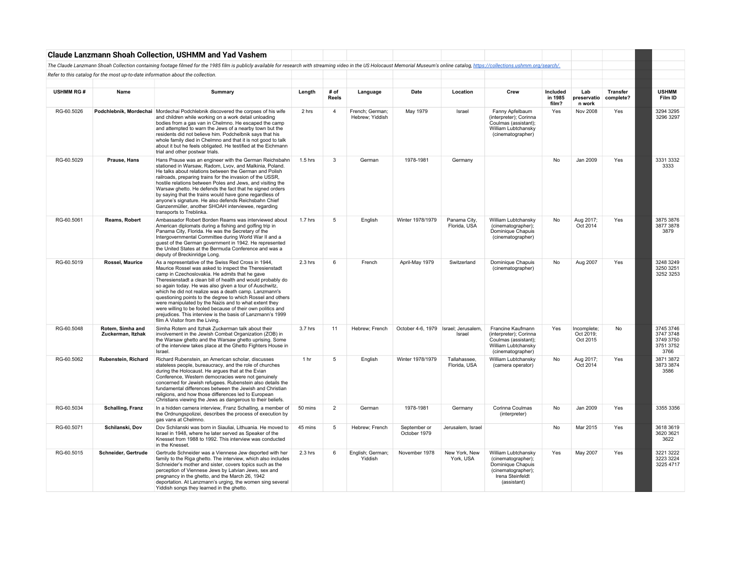## Claude Lanzmann Shoah Collection, USHMM and Yad Vashem

*The Claude Lanzmann Shoah Collection containing footage filmed for the 1985 film is publicly available for research with streaming video in the US Holocaust Memorial Museum's online catalog, https://collections.ushmm.org/search/.*

*Refer to this catalog for the most up-to-date information about the collection.*

| USHMM RG # | Name | Summary | Length | # of Reels | Language | Date | Location | Crew | Included in 1985 film? | Lab preservation work | Transfer complete? | | USHMM Film ID |
|---|---|---|---|---|---|---|---|---|---|---|---|---|---|
| RG-60.5026 | **Podchlebnik, Mordechai** | Mordechai Podchlebnik discovered the corpses of his wife and children while working on a work detail unloading bodies from a gas van in Chelmno. He escaped the camp and attempted to warn the Jews of a nearby town but the residents did not believe him. Podchelbnik says that his whole family died in Chelmno and that it is not good to talk about it but he feels obligated. He testified at the Eichmann trial and other postwar trials. | 2 hrs | 4 | French; German; Hebrew; Yiddish | May 1979 | Israel | Fanny Apfelbaum (interpreter); Corinna Coulmas (assistant); William Lubtchansky (cinematographer) | Yes | Nov 2008 | Yes | | 3294 3295 3296 3297 |
| RG-60.5029 | **Prause, Hans** | Hans Prause was an engineer with the German Reichsbahn stationed in Warsaw, Radom, Lvov, and Malkinia, Poland. He talks about relations between the German and Polish railroads, preparing trains for the invasion of the USSR, hostile relations between Poles and Jews, and visiting the Warsaw ghetto. He defends the fact that he signed orders by saying that the trains would have gone regardless of anyone's signature. He also defends Reichsbahn Chief Ganzenmüller, another SHOAH interviewee, regarding transports to Treblinka. | 1.5 hrs | 3 | German | 1978-1981 | Germany | | No | Jan 2009 | Yes | | 3331 3332 3333 |
| RG-60.5061 | **Reams, Robert** | Ambassador Robert Borden Reams was interviewed about American diplomats during a fishing and golfing trip in Panama City, Florida. He was the Secretary of the Intergovernmental Committee during World War II and a guest of the German government in 1942. He represented the United States at the Bermuda Conference and was a deputy of Breckinridge Long. | 1.7 hrs | 5 | English | Winter 1978/1979 | Panama City, Florida, USA | William Lubtchansky (cinematographer); Dominique Chapuis (cinematographer) | No | Aug 2017; Oct 2014 | Yes | | 3875 3876 3877 3878 3879 |
| RG-60.5019 | **Rossel, Maurice** | As a representative of the Swiss Red Cross in 1944, Maurice Rossel was asked to inspect the Theresienstadt camp in Czechoslovakia. He admits that he gave Theresienstadt a clean bill of health and would probably do so again today. He was also given a tour of Auschwitz, which he did not realize was a death camp. Lanzmann's questioning points to the degree to which Rossel and others were manipulated by the Nazis and to what extent they were willing to be fooled because of their own politics and prejudices. This interview is the basis of Lanzmann's 1999 film A Visitor from the Living. | 2.3 hrs | 6 | French | April-May 1979 | Switzerland | Dominique Chapuis (cinematographer) | No | Aug 2007 | Yes | | 3248 3249 3250 3251 3252 3253 |
| RG-60.5048 | **Rotem, Simha and Zuckerman, Itzhak** | Simha Rotem and Itzhak Zuckerman talk about their involvement in the Jewish Combat Organization (ZOB) in the Warsaw ghetto and the Warsaw ghetto uprising. Some of the interview takes place at the Ghetto Fighters House in Israel. | 3.7 hrs | 11 | Hebrew; French | October 4-6, 1979 | Israel; Jerusalem, Israel | Francine Kaufmann (interpreter); Corinna Coulmas (assistant); William Lubtchansky (cinematographer) | Yes | Incomplete; Oct 2019; Oct 2015 | No | | 3745 3746 3747 3748 3749 3750 3751 3752 3766 |
| RG-60.5062 | **Rubenstein, Richard** | Richard Rubenstein, an American scholar, discusses stateless people, bureaucracy, and the role of churches during the Holocaust. He argues that at the Evian Conference, Western democracies were not genuinely concerned for Jewish refugees. Rubenstein also details the fundamental differences between the Jewish and Christian religions, and how those differences led to European Christians viewing the Jews as dangerous to their beliefs. | 1 hr | 5 | English | Winter 1978/1979 | Tallahassee, Florida, USA | William Lubtchansky (camera operator) | No | Aug 2017; Oct 2014 | Yes | | 3871 3872 3873 3874 3586 |
| RG-60.5034 | **Schalling, Franz** | In a hidden camera interview, Franz Schalling, a member of the Ordnungspolizei, describes the process of execution by gas vans at Chelmno. | 50 mins | 2 | German | 1978-1981 | Germany | Corinna Coulmas (interpreter) | No | Jan 2009 | Yes | | 3355 3356 |
| RG-60.5071 | **Schilanski, Dov** | Dov Schilanski was born in Siauliai, Lithuania. He moved to Israel in 1948, where he later served as Speaker of the Knesset from 1988 to 1992. This interview was conducted in the Knesset. | 45 mins | 5 | Hebrew; French | September or October 1979 | Jerusalem, Israel | | No | Mar 2015 | Yes | | 3618 3619 3620 3621 3622 |
| RG-60.5015 | **Schneider, Gertrude** | Gertrude Schneider was a Viennese Jew deported with her family to the Riga ghetto. The interview, which also includes Schneider's mother and sister, covers topics such as the perception of Viennese Jews by Latvian Jews, sex and pregnancy in the ghetto, and the March 26, 1942 deportation. At Lanzmann's urging, the women sing several Yiddish songs they learned in the ghetto. | 2.3 hrs | 6 | English; German; Yiddish | November 1978 | New York, New York, USA | William Lubtchansky (cinematographer); Dominique Chapuis (cinematographer); Irena Steinfeldt (assistant) | Yes | May 2007 | Yes | | 3221 3222 3223 3224 3225 4717 |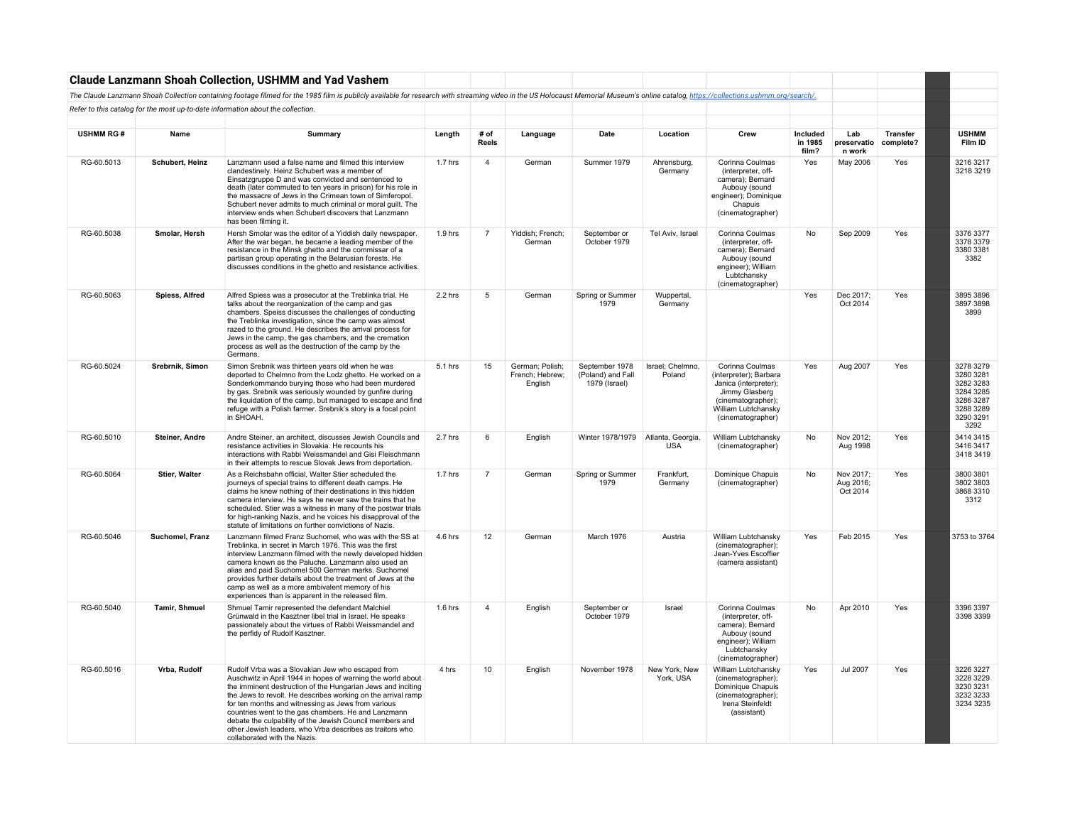## Claude Lanzmann Shoah Collection, USHMM and Yad Vashem

*The Claude Lanzmann Shoah Collection containing footage filmed for the 1985 film is publicly available for research with streaming video in the US Holocaust Memorial Museum's online catalog, https://collections.ushmm.org/search/.*

*Refer to this catalog for the most up-to-date information about the collection.*

| USHMM RG # | Name | Summary | Length | # of Reels | Language | Date | Location | Crew | Included in 1985 film? | Lab preservation work | Transfer complete? | | USHMM Film ID |
|---|---|---|---|---|---|---|---|---|---|---|---|---|---|
| RG-60.5013 | Schubert, Heinz | Lanzmann used a false name and filmed this interview clandestinely. Heinz Schubert was a member of Einsatzgruppe D and was convicted and sentenced to death (later commuted to ten years in prison) for his role in the massacre of Jews in the Crimean town of Simferopol. Schubert never admits to much criminal or moral guilt. The interview ends when Schubert discovers that Lanzmann has been filming it. | 1.7 hrs | 4 | German | Summer 1979 | Ahrensburg, Germany | Corinna Coulmas (interpreter, off-camera); Bernard Aubouy (sound engineer); Dominique Chapuis (cinematographer) | Yes | May 2006 | Yes | | 3216 3217 3218 3219 |
| RG-60.5038 | Smolar, Hersh | Hersh Smolar was the editor of a Yiddish daily newspaper. After the war began, he became a leading member of the resistance in the Minsk ghetto and the commissar of a partisan group operating in the Belarusian forests. He discusses conditions in the ghetto and resistance activities. | 1.9 hrs | 7 | Yiddish; French; German | September or October 1979 | Tel Aviv, Israel | Corinna Coulmas (interpreter, off-camera); Bernard Aubouy (sound engineer); William Lubtchansky (cinematographer) | No | Sep 2009 | Yes | | 3376 3377 3378 3379 3380 3381 3382 |
| RG-60.5063 | Spiess, Alfred | Alfred Spiess was a prosecutor at the Treblinka trial. He talks about the reorganization of the camp and gas chambers. Speiss discusses the challenges of conducting the Treblinka investigation, since the camp was almost razed to the ground. He describes the arrival process for Jews in the camp, the gas chambers, and the cremation process as well as the destruction of the camp by the Germans. | 2.2 hrs | 5 | German | Spring or Summer 1979 | Wuppertal, Germany | | Yes | Dec 2017; Oct 2014 | Yes | | 3895 3896 3897 3898 3899 |
| RG-60.5024 | Srebrnik, Simon | Simon Srebnik was thirteen years old when he was deported to Chelmno from the Lodz ghetto. He worked on a Sonderkommando burying those who had been murdered by gas. Srebnik was seriously wounded by gunfire during the liquidation of the camp, but managed to escape and find refuge with a Polish farmer. Srebnik's story is a focal point in SHOAH. | 5.1 hrs | 15 | German; Polish; French; Hebrew; English | September 1978 (Poland) and Fall 1979 (Israel) | Israel; Chelmno, Poland | Corinna Coulmas (interpreter); Barbara Janica (interpreter); Jimmy Glasberg (cinematographer); William Lubtchansky (cinematographer) | Yes | Aug 2007 | Yes | | 3278 3279 3280 3281 3282 3283 3284 3285 3286 3287 3288 3289 3290 3291 3292 |
| RG-60.5010 | Steiner, Andre | Andre Steiner, an architect, discusses Jewish Councils and resistance activities in Slovakia. He recounts his interactions with Rabbi Weissmandel and Gisi Fleischmann in their attempts to rescue Slovak Jews from deportation. | 2.7 hrs | 6 | English | Winter 1978/1979 | Atlanta, Georgia, USA | William Lubtchansky (cinematographer) | No | Nov 2012; Aug 1998 | Yes | | 3414 3415 3416 3417 3418 3419 |
| RG-60.5064 | Stier, Walter | As a Reichsbahn official, Walter Stier scheduled the journeys of special trains to different death camps. He claims he knew nothing of their destinations in this hidden camera interview. He says he never saw the trains that he scheduled. Stier was a witness in many of the postwar trials for high-ranking Nazis, and he voices his disapproval of the statute of limitations on further convictions of Nazis. | 1.7 hrs | 7 | German | Spring or Summer 1979 | Frankfurt, Germany | Dominique Chapuis (cinematographer) | No | Nov 2017; Aug 2016; Oct 2014 | Yes | | 3800 3801 3802 3803 3868 3310 3312 |
| RG-60.5046 | Suchomel, Franz | Lanzmann filmed Franz Suchomel, who was with the SS at Treblinka, in secret in March 1976. This was the first interview Lanzmann filmed with the newly developed hidden camera known as the Paluche. Lanzmann also used an alias and paid Suchomel 500 German marks. Suchomel provides further details about the treatment of Jews at the camp as well as a more ambivalent memory of his experiences than is apparent in the released film. | 4.6 hrs | 12 | German | March 1976 | Austria | William Lubtchansky (cinematographer); Jean-Yves Escoffier (camera assistant) | Yes | Feb 2015 | Yes | | 3753 to 3764 |
| RG-60.5040 | Tamir, Shmuel | Shmuel Tamir represented the defendant Malchiel Grünwald in the Kasztner libel trial in Israel. He speaks passionately about the virtues of Rabbi Weissmandel and the perfidy of Rudolf Kasztner. | 1.6 hrs | 4 | English | September or October 1979 | Israel | Corinna Coulmas (interpreter, off-camera); Bernard Aubouy (sound engineer); William Lubtchansky (cinematographer) | No | Apr 2010 | Yes | | 3396 3397 3398 3399 |
| RG-60.5016 | Vrba, Rudolf | Rudolf Vrba was a Slovakian Jew who escaped from Auschwitz in April 1944 in hopes of warning the world about the imminent destruction of the Hungarian Jews and inciting the Jews to revolt. He describes working on the arrival ramp for ten months and witnessing as Jews from various countries went to the gas chambers. He and Lanzmann debate the culpability of the Jewish Council members and other Jewish leaders, who Vrba describes as traitors who collaborated with the Nazis. | 4 hrs | 10 | English | November 1978 | New York, New York, USA | William Lubtchansky (cinematographer); Dominique Chapuis (cinematographer); Irena Steinfeldt (assistant) | Yes | Jul 2007 | Yes | | 3226 3227 3228 3229 3230 3231 3232 3233 3234 3235 |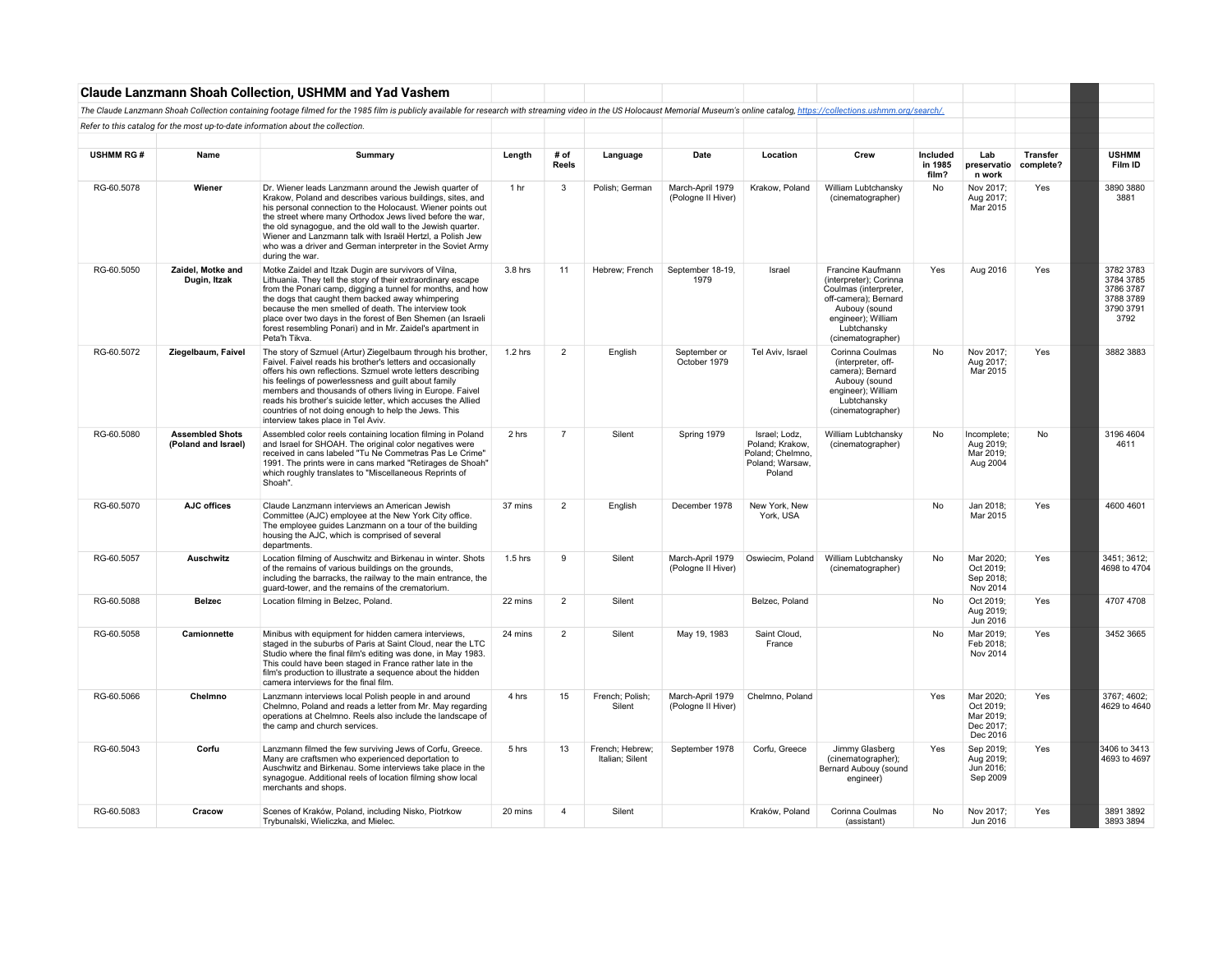## Claude Lanzmann Shoah Collection, USHMM and Yad Vashem

*The Claude Lanzmann Shoah Collection containing footage filmed for the 1985 film is publicly available for research with streaming video in the US Holocaust Memorial Museum's online catalog, https://collections.ushmm.org/search/.*

*Refer to this catalog for the most up-to-date information about the collection.*

| USHMM RG # | Name | Summary | Length | # of Reels | Language | Date | Location | Crew | Included in 1985 film? | Lab preservation work | Transfer complete? | | USHMM Film ID |
|---|---|---|---|---|---|---|---|---|---|---|---|---|---|
| RG-60.5078 | **Wiener** | Dr. Wiener leads Lanzmann around the Jewish quarter of Krakow, Poland and describes various buildings, sites, and his personal connection to the Holocaust. Wiener points out the street where many Orthodox Jews lived before the war, the old synagogue, and the old wall to the Jewish quarter. Wiener and Lanzmann talk with Israël Hertzl, a Polish Jew who was a driver and German interpreter in the Soviet Army during the war. | 1 hr | 3 | Polish; German | March-April 1979 (Pologne II Hiver) | Krakow, Poland | William Lubtchansky (cinematographer) | No | Nov 2017; Aug 2017; Mar 2015 | Yes | | 3890 3880 3881 |
| RG-60.5050 | **Zaidel, Motke and Dugin, Itzak** | Motke Zaidel and Itzak Dugin are survivors of Vilna, Lithuania. They tell the story of their extraordinary escape from the Ponari camp, digging a tunnel for months, and how the dogs that caught them backed away whimpering because the men smelled of death. The interview took place over two days in the forest of Ben Shemen (an Israeli forest resembling Ponari) and in Mr. Zaidel's apartment in Peta'h Tikva. | 3.8 hrs | 11 | Hebrew; French | September 18-19, 1979 | Israel | Francine Kaufmann (interpreter); Corinna Coulmas (interpreter, off-camera); Bernard Aubouy (sound engineer); William Lubtchansky (cinematographer) | Yes | Aug 2016 | Yes | | 3782 3783 3784 3785 3786 3787 3788 3789 3790 3791 3792 |
| RG-60.5072 | **Ziegelbaum, Faivel** | The story of Szmuel (Artur) Ziegelbaum through his brother, Faivel. Faivel reads his brother's letters and occasionally offers his own reflections. Szmuel wrote letters describing his feelings of powerlessness and guilt about family members and thousands of others living in Europe. Faivel reads his brother's suicide letter, which accuses the Allied countries of not doing enough to help the Jews. This interview takes place in Tel Aviv. | 1.2 hrs | 2 | English | September or October 1979 | Tel Aviv, Israel | Corinna Coulmas (interpreter, off-camera); Bernard Aubouy (sound engineer); William Lubtchansky (cinematographer) | No | Nov 2017; Aug 2017; Mar 2015 | Yes | | 3882 3883 |
| RG-60.5080 | **Assembled Shots (Poland and Israel)** | Assembled color reels containing location filming in Poland and Israel for SHOAH. The original color negatives were received in cans labeled "Tu Ne Commetras Pas Le Crime" 1991. The prints were in cans marked "Retirages de Shoah" which roughly translates to "Miscellaneous Reprints of Shoah". | 2 hrs | 7 | Silent | Spring 1979 | Israel; Lodz, Poland; Krakow, Poland; Chelmno, Poland; Warsaw, Poland | William Lubtchansky (cinematographer) | No | Incomplete; Aug 2019; Mar 2019; Aug 2004 | No | | 3196 4604 4611 |
| RG-60.5070 | **AJC offices** | Claude Lanzmann interviews an American Jewish Committee (AJC) employee at the New York City office. The employee guides Lanzmann on a tour of the building housing the AJC, which is comprised of several departments. | 37 mins | 2 | English | December 1978 | New York, New York, USA | | No | Jan 2018; Mar 2015 | Yes | | 4600 4601 |
| RG-60.5057 | **Auschwitz** | Location filming of Auschwitz and Birkenau in winter. Shots of the remains of various buildings on the grounds, including the barracks, the railway to the main entrance, the guard-tower, and the remains of the crematorium. | 1.5 hrs | 9 | Silent | March-April 1979 (Pologne II Hiver) | Oswiecim, Poland | William Lubtchansky (cinematographer) | No | Mar 2020; Oct 2019; Sep 2018; Nov 2014 | Yes | | 3451; 3612; 4698 to 4704 |
| RG-60.5088 | **Belzec** | Location filming in Belzec, Poland. | 22 mins | 2 | Silent | | Belzec, Poland | | No | Oct 2019; Aug 2019; Jun 2016 | Yes | | 4707 4708 |
| RG-60.5058 | **Camionnette** | Minibus with equipment for hidden camera interviews, staged in the suburbs of Paris at Saint Cloud, near the LTC Studio where the final film's editing was done, in May 1983. This could have been staged in France rather late in the film's production to illustrate a sequence about the hidden camera interviews for the final film. | 24 mins | 2 | Silent | May 19, 1983 | Saint Cloud, France | | No | Mar 2019; Feb 2018; Nov 2014 | Yes | | 3452 3665 |
| RG-60.5066 | **Chelmno** | Lanzmann interviews local Polish people in and around Chelmno, Poland and reads a letter from Mr. May regarding operations at Chelmno. Reels also include the landscape of the camp and church services. | 4 hrs | 15 | French; Polish; Silent | March-April 1979 (Pologne II Hiver) | Chelmno, Poland | | Yes | Mar 2020; Oct 2019; Mar 2019; Dec 2017; Dec 2016 | Yes | | 3767; 4602; 4629 to 4640 |
| RG-60.5043 | **Corfu** | Lanzmann filmed the few surviving Jews of Corfu, Greece. Many are craftsmen who experienced deportation to Auschwitz and Birkenau. Some interviews take place in the synagogue. Additional reels of location filming show local merchants and shops. | 5 hrs | 13 | French; Hebrew; Italian; Silent | September 1978 | Corfu, Greece | Jimmy Glasberg (cinematographer); Bernard Aubouy (sound engineer) | Yes | Sep 2019; Aug 2019; Jun 2016; Sep 2009 | Yes | | 3406 to 3413 4693 to 4697 |
| RG-60.5083 | **Cracow** | Scenes of Kraków, Poland, including Nisko, Piotrkow Trybunalski, Wieliczka, and Mielec. | 20 mins | 4 | Silent | | Kraków, Poland | Corinna Coulmas (assistant) | No | Nov 2017; Jun 2016 | Yes | | 3891 3892 3893 3894 |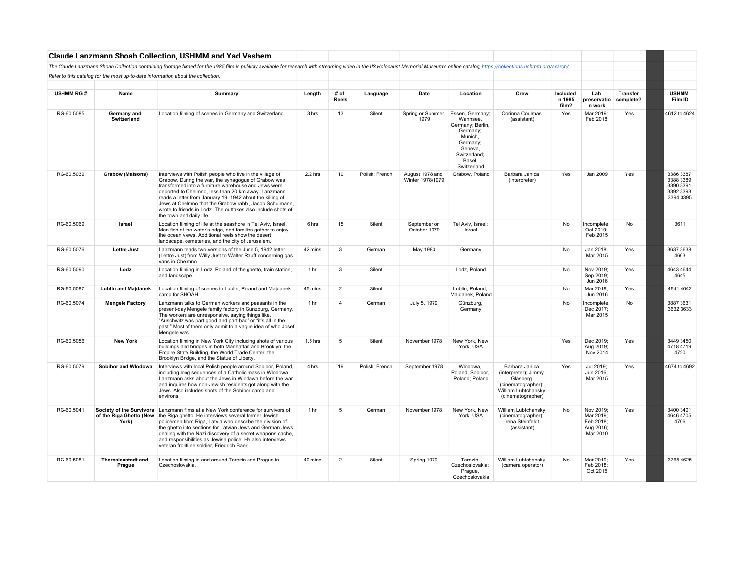## Claude Lanzmann Shoah Collection, USHMM and Yad Vashem

*The Claude Lanzmann Shoah Collection containing footage filmed for the 1985 film is publicly available for research with streaming video in the US Holocaust Memorial Museum's online catalog, https://collections.ushmm.org/search/.*

*Refer to this catalog for the most up-to-date information about the collection.*

| USHMM RG # | Name | Summary | Length | # of Reels | Language | Date | Location | Crew | Included in 1985 film? | Lab preservation work | Transfer complete? | USHMM Film ID |
|---|---|---|---|---|---|---|---|---|---|---|---|---|
| RG-60.5085 | **Germany and Switzerland** | Location filming of scenes in Germany and Switzerland. | 3 hrs | 13 | Silent | Spring or Summer 1979 | Essen, Germany; Wannsee, Germany; Berlin, Germany; Munich, Germany; Geneva, Switzerland; Basel, Switzerland | Corinna Coulmas (assistant) | Yes | Mar 2019; Feb 2018 | Yes | 4612 to 4624 |
| RG-60.5039 | **Grabow (Maisons)** | Interviews with Polish people who live in the village of Grabow. During the war, the synagogue of Grabow was transformed into a furniture warehouse and Jews were deported to Chelmno, less than 20 km away. Lanzmann reads a letter from January 19, 1942 about the killing of Jews at Chelmno that the Grabow rabbi, Jacob Schulmann, wrote to friends in Lodz. The outtakes also include shots of the town and daily life. | 2.2 hrs | 10 | Polish; French | August 1978 and Winter 1978/1979 | Grabow, Poland | Barbara Janica (interpreter) | Yes | Jan 2009 | Yes | 3386 3387 3388 3389 3390 3391 3392 3393 3394 3395 |
| RG-60.5069 | **Israel** | Location filming of life at the seashore in Tel Aviv, Israel. Men fish at the water's edge, and families gather to enjoy the ocean views. Additional reels show the desert landscape, cemeteries, and the city of Jerusalem. | 6 hrs | 15 | Silent | September or October 1979 | Tel Aviv, Israel; Israel | | No | Incomplete; Oct 2019; Feb 2015 | No | 3611 |
| RG-60.5076 | **Lettre Just** | Lanzmann reads two versions of the June 5, 1942 letter (Lettre Just) from Willy Just to Walter Rauff concerning gas vans in Chelmno. | 42 mins | 3 | German | May 1983 | Germany | | No | Jan 2018; Mar 2015 | Yes | 3637 3638 4603 |
| RG-60.5090 | **Lodz** | Location filming in Lodz, Poland of the ghetto, train station, and landscape. | 1 hr | 3 | Silent | | Lodz, Poland | | No | Nov 2019; Sep 2019; Jun 2016 | Yes | 4643 4644 4645 |
| RG-60.5087 | **Lublin and Majdanek** | Location filming of scenes in Lublin, Poland and Majdanek camp for SHOAH. | 45 mins | 2 | Silent | | Lublin, Poland; Majdanek, Poland | | No | Mar 2019; Jun 2016 | Yes | 4641 4642 |
| RG-60.5074 | **Mengele Factory** | Lanzmann talks to German workers and peasants in the present-day Mengele family factory in Günzburg, Germany. The workers are unresponsive, saying things like, "Auschwitz was part good and part bad" or "it's all in the past." Most of them only admit to a vague idea of who Josef Mengele was. | 1 hr | 4 | German | July 5, 1979 | Günzburg, Germany | | No | Incomplete; Dec 2017; Mar 2015 | No | 3887 3631 3632 3633 |
| RG-60.5056 | **New York** | Location filming in New York City including shots of various buildings and bridges in both Manhattan and Brooklyn: the Empire State Building, the World Trade Center, the Brooklyn Bridge, and the Statue of Liberty. | 1.5 hrs | 5 | Silent | November 1978 | New York, New York, USA | | Yes | Dec 2019; Aug 2019; Nov 2014 | Yes | 3449 3450 4718 4719 4720 |
| RG-60.5079 | **Sobibor and Wlodowa** | Interviews with local Polish people around Sobibor, Poland, including long sequences of a Catholic mass in Wlodowa. Lanzmann asks about the Jews in Wlodawa before the war and inquires how non-Jewish residents got along with the Jews. Also includes shots of the Sobibor camp and environs. | 4 hrs | 19 | Polish; French | September 1978 | Wlodowa, Poland; Sobibor, Poland; Poland | Barbara Janica (interpreter); Jimmy Glasberg (cinematographer); William Lubtchansky (cinematographer) | Yes | Jul 2019; Jun 2016; Mar 2015 | Yes | 4674 to 4692 |
| RG-60.5041 | **Society of the Survivors of the Riga Ghetto (New York)** | Lanzmann films at a New York conference for survivors of the Riga ghetto. He interviews several former Jewish policemen from Riga, Latvia who describe the division of the ghetto into sections for Latvian Jews and German Jews, dealing with the Nazi discovery of a secret weapons cache, and responsibilities as Jewish police. He also interviews veteran frontline soldier, Friedrich Baer. | 1 hr | 5 | German | November 1978 | New York, New York, USA | William Lubtchansky (cinematographer); Irena Steinfeldt (assistant) | No | Nov 2019; Mar 2019; Feb 2018; Aug 2016; Mar 2010 | Yes | 3400 3401 4646 4705 4706 |
| RG-60.5081 | **Theresienstadt and Prague** | Location filming in and around Terezin and Prague in Czechoslovakia. | 40 mins | 2 | Silent | Spring 1979 | Terezin, Czechoslovakia; Prague, Czechoslovakia | William Lubtchansky (camera operator) | No | Mar 2019; Feb 2018; Oct 2015 | Yes | 3765 4625 |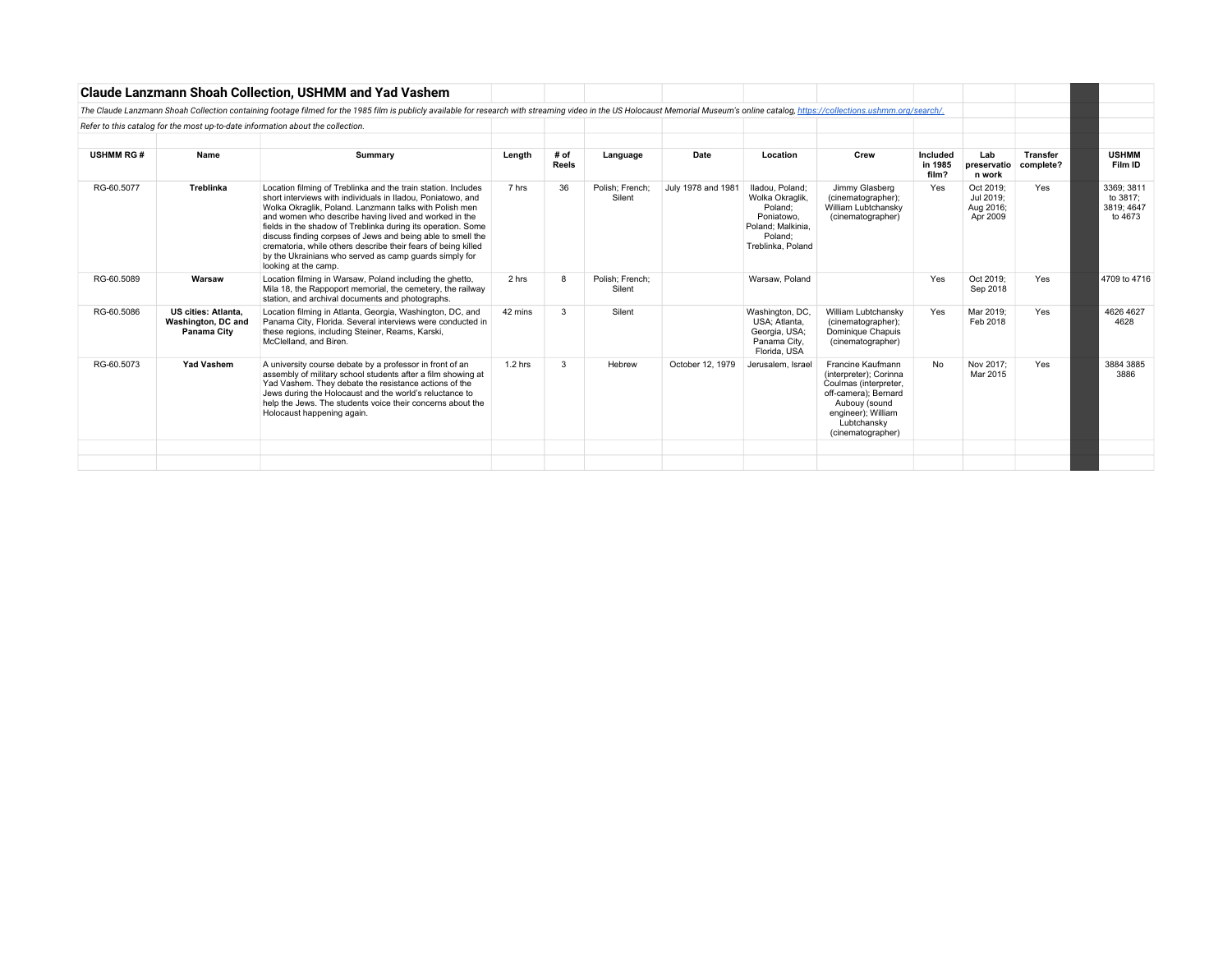## Claude Lanzmann Shoah Collection, USHMM and Yad Vashem

*The Claude Lanzmann Shoah Collection containing footage filmed for the 1985 film is publicly available for research with streaming video in the US Holocaust Memorial Museum's online catalog, https://collections.ushmm.org/search/.*

*Refer to this catalog for the most up-to-date information about the collection.*

| USHMM RG # | Name | Summary | Length | # of Reels | Language | Date | Location | Crew | Included in 1985 film? | Lab preservation work | Transfer complete? | | USHMM Film ID |
|---|---|---|---|---|---|---|---|---|---|---|---|---|---|
| RG-60.5077 | **Treblinka** | Location filming of Treblinka and the train station. Includes short interviews with individuals in Iladou, Poniatowo, and Wolka Okraglik, Poland. Lanzmann talks with Polish men and women who describe having lived and worked in the fields in the shadow of Treblinka during its operation. Some discuss finding corpses of Jews and being able to smell the crematoria, while others describe their fears of being killed by the Ukrainians who served as camp guards simply for looking at the camp. | 7 hrs | 36 | Polish; French; Silent | July 1978 and 1981 | Iladou, Poland; Wolka Okraglik, Poland; Poniatowo, Poland; Malkinia, Poland; Treblinka, Poland | Jimmy Glasberg (cinematographer); William Lubtchansky (cinematographer) | Yes | Oct 2019; Jul 2019; Aug 2016; Apr 2009 | Yes | | 3369; 3811 to 3817; 3819; 4647 to 4673 |
| RG-60.5089 | **Warsaw** | Location filming in Warsaw, Poland including the ghetto, Mila 18, the Rappoport memorial, the cemetery, the railway station, and archival documents and photographs. | 2 hrs | 8 | Polish; French; Silent | | Warsaw, Poland | | Yes | Oct 2019; Sep 2018 | Yes | | 4709 to 4716 |
| RG-60.5086 | **US cities: Atlanta, Washington, DC and Panama City** | Location filming in Atlanta, Georgia, Washington, DC, and Panama City, Florida. Several interviews were conducted in these regions, including Steiner, Reams, Karski, McClelland, and Biren. | 42 mins | 3 | Silent | | Washington, DC, USA; Atlanta, Georgia, USA; Panama City, Florida, USA | William Lubtchansky (cinematographer); Dominique Chapuis (cinematographer) | Yes | Mar 2019; Feb 2018 | Yes | | 4626 4627 4628 |
| RG-60.5073 | **Yad Vashem** | A university course debate by a professor in front of an assembly of military school students after a film showing at Yad Vashem. They debate the resistance actions of the Jews during the Holocaust and the world's reluctance to help the Jews. The students voice their concerns about the Holocaust happening again. | 1.2 hrs | 3 | Hebrew | October 12, 1979 | Jerusalem, Israel | Francine Kaufmann (interpreter); Corinna Coulmas (interpreter, off-camera); Bernard Aubouy (sound engineer); William Lubtchansky (cinematographer) | No | Nov 2017; Mar 2015 | Yes | | 3884 3885 3886 |